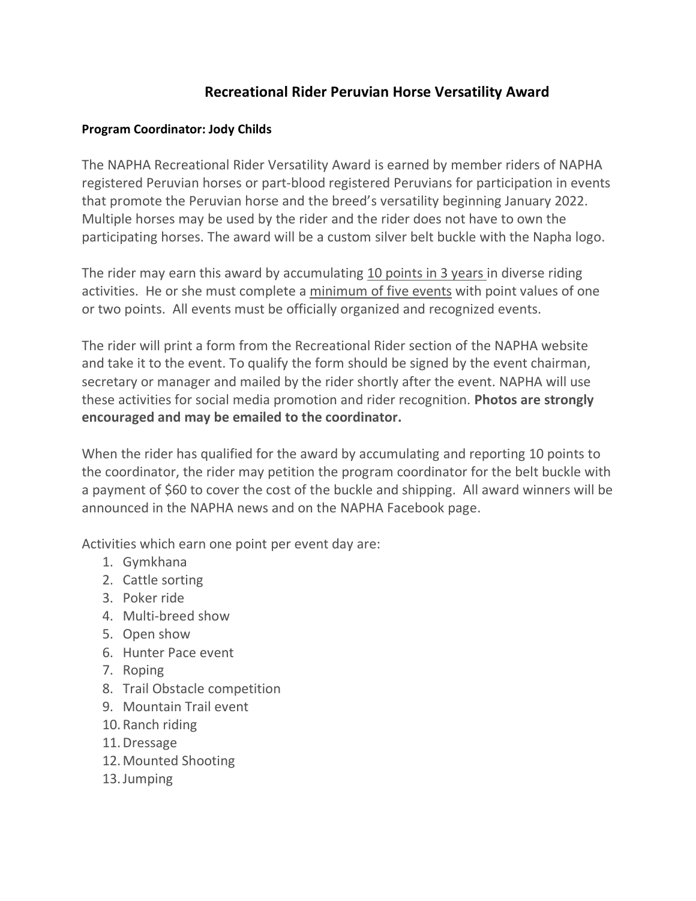# Recreational Rider Peruvian Horse Versatility Award

**Program Coordinator: Jody Childs**

The NAPHA Recreational Rider Versatility Award is earned by member riders of NAPHA registered Peruvian horses or part-blood registered Peruvians for participation in events that promote the Peruvian horse and the breed's versatility beginning January 2022. Multiple horses may be used by the rider and the rider does not have to own the participating horses. The award will be a custom silver belt buckle with the Napha logo.

The rider may earn this award by accumulating <u>10 points in 3 years</u> in diverse riding activities. He or she must complete a <u>minimum of five events</u> with point values of one or two points. All events must be officially organized and recognized events.

The rider will print a form from the Recreational Rider section of the NAPHA website and take it to the event. To qualify the form should be signed by the event chairman, secretary or manager and mailed by the rider shortly after the event. NAPHA will use these activities for social media promotion and rider recognition. **Photos are strongly encouraged and may be emailed to the coordinator.**

When the rider has qualified for the award by accumulating and reporting 10 points to the coordinator, the rider may petition the program coordinator for the belt buckle with a payment of $60 to cover the cost of the buckle and shipping. All award winners will be announced in the NAPHA news and on the NAPHA Facebook page.

Activities which earn one point per event day are:

1. Gymkhana
2. Cattle sorting
3. Poker ride
4. Multi-breed show
5. Open show
6. Hunter Pace event
7. Roping
8. Trail Obstacle competition
9. Mountain Trail event
10. Ranch riding
11. Dressage
12. Mounted Shooting
13. Jumping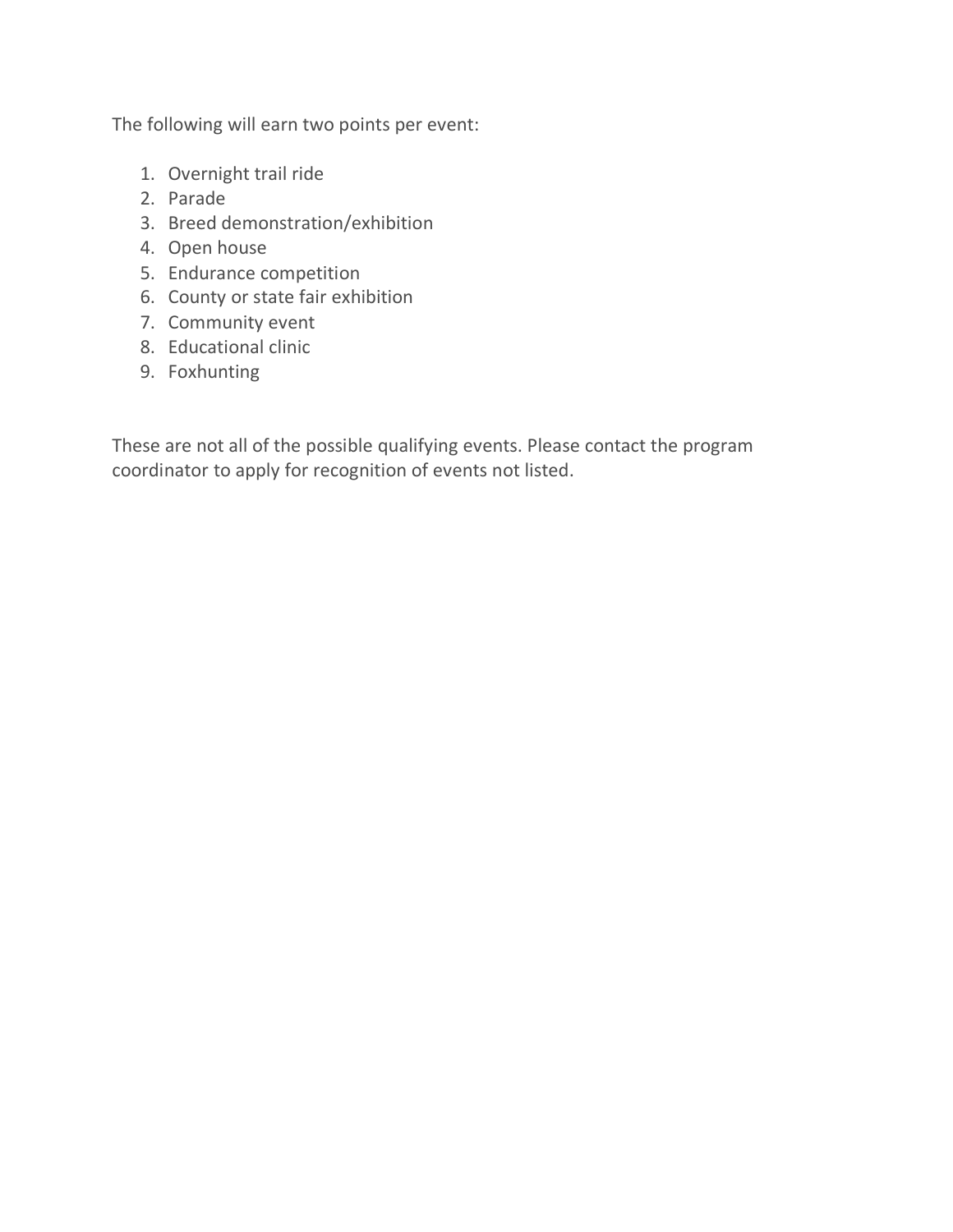The following will earn two points per event:

1. Overnight trail ride
2. Parade
3. Breed demonstration/exhibition
4. Open house
5. Endurance competition
6. County or state fair exhibition
7. Community event
8. Educational clinic
9. Foxhunting

These are not all of the possible qualifying events. Please contact the program coordinator to apply for recognition of events not listed.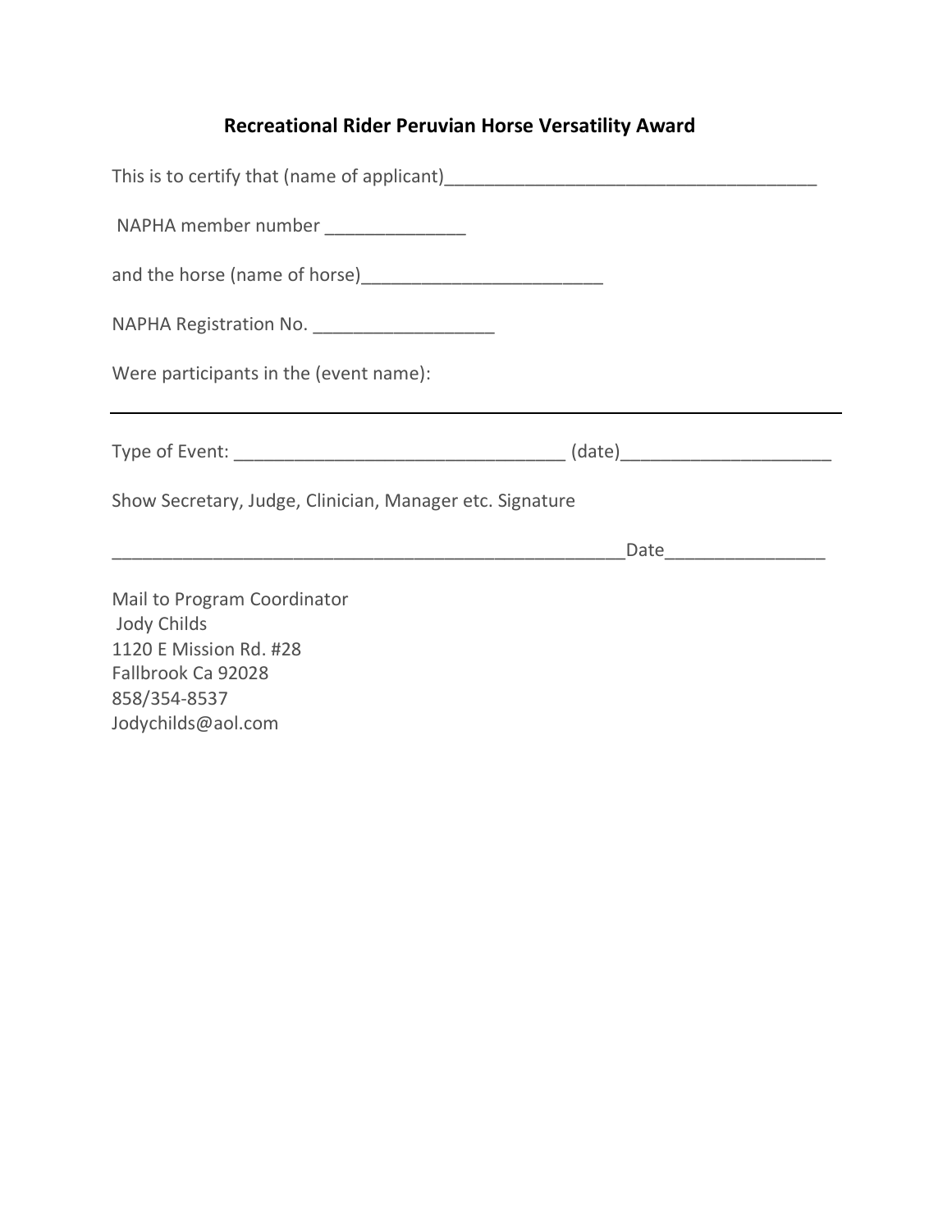## Recreational Rider Peruvian Horse Versatility Award

This is to certify that (name of applicant)______________________________________

NAPHA member number ______________

and the horse (name of horse)________________________

NAPHA Registration No. __________________

Were participants in the (event name):

_______________________________________________________________

Type of Event: _________________________________ (date)____________________

Show Secretary, Judge, Clinician, Manager etc. Signature

___________________________________________________Date________________

Mail to Program Coordinator
Jody Childs
1120 E Mission Rd. #28
Fallbrook Ca 92028
858/354-8537
Jodychilds@aol.com